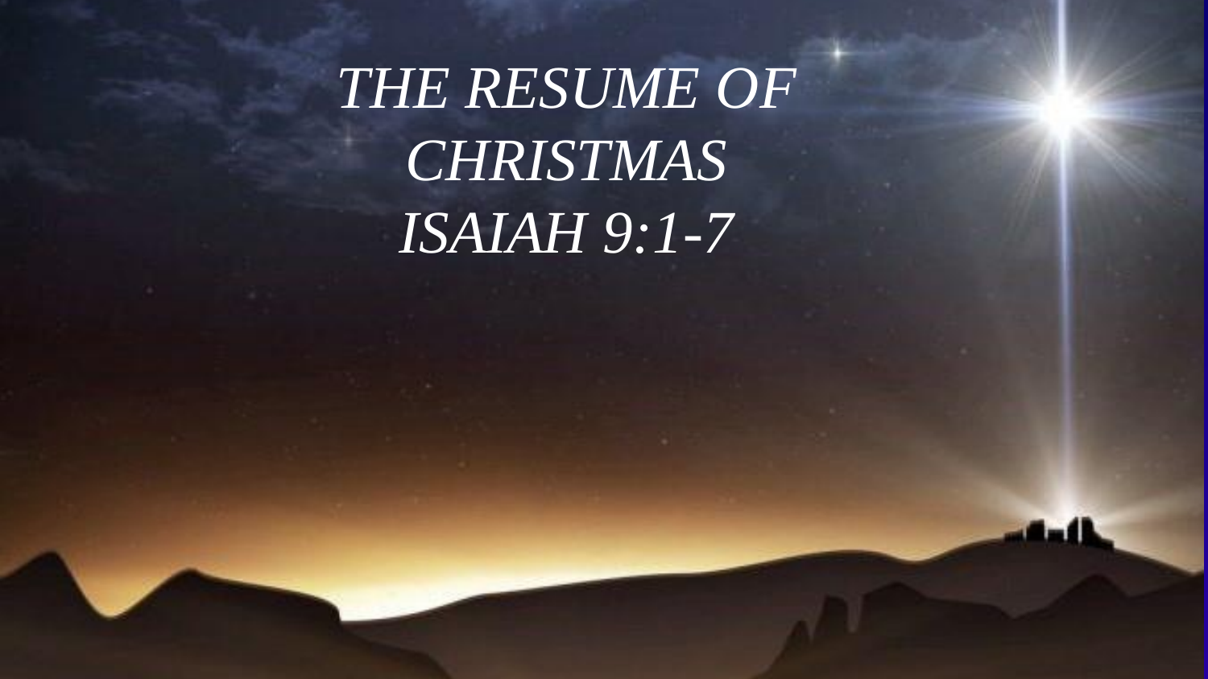# *THE RESUME OF CHRISTMAS ISAIAH 9:1-7*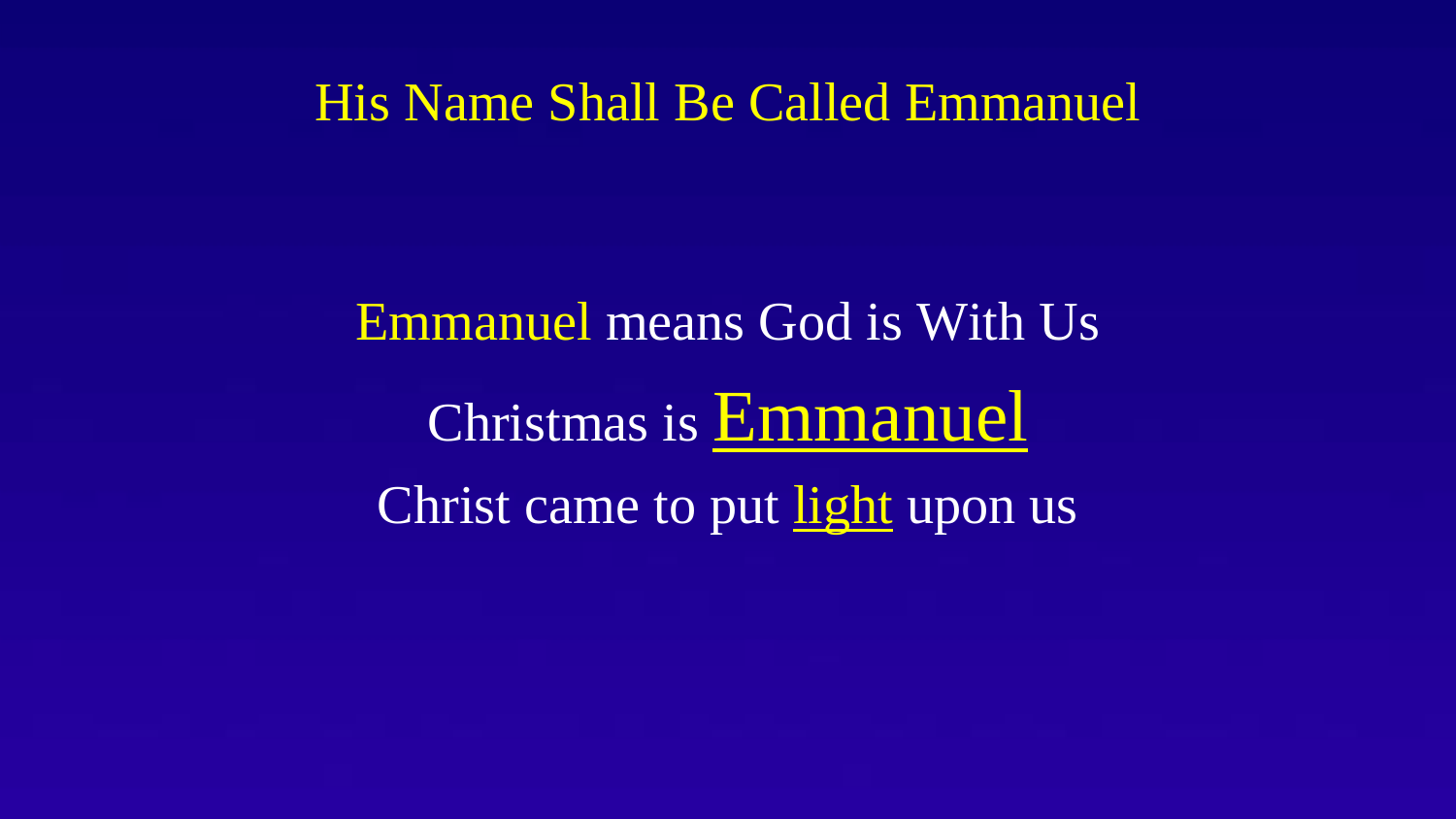# His Name Shall Be Called Emmanuel

Emmanuel means God is With Us

Christmas is Emmanuel

Christ came to put light upon us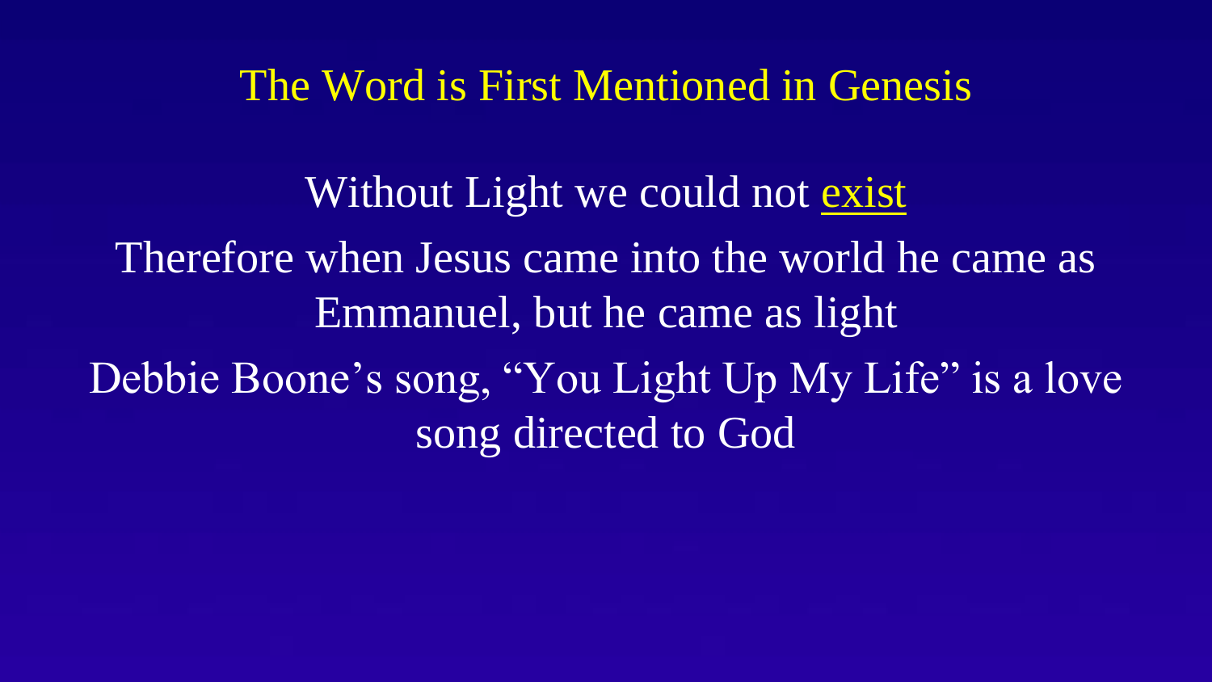## The Word is First Mentioned in Genesis

Without Light we could not exist

Therefore when Jesus came into the world he came as Emmanuel, but he came as light

Debbie Boone's song, "You Light Up My Life" is a love song directed to God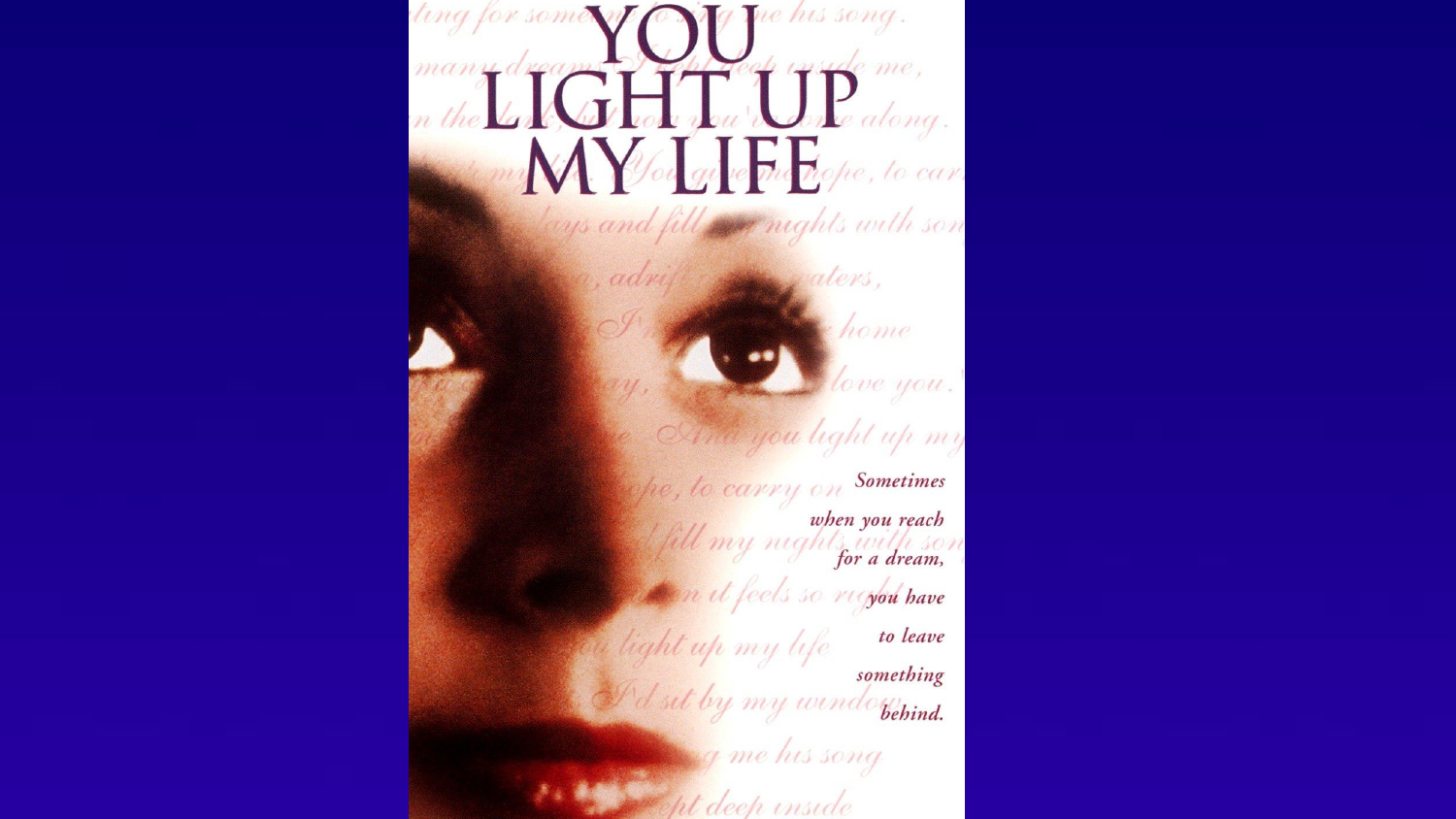# YOU LIGHT UP MY LIFE

*Sometimes when you reach for a dream, you have to leave something behind.*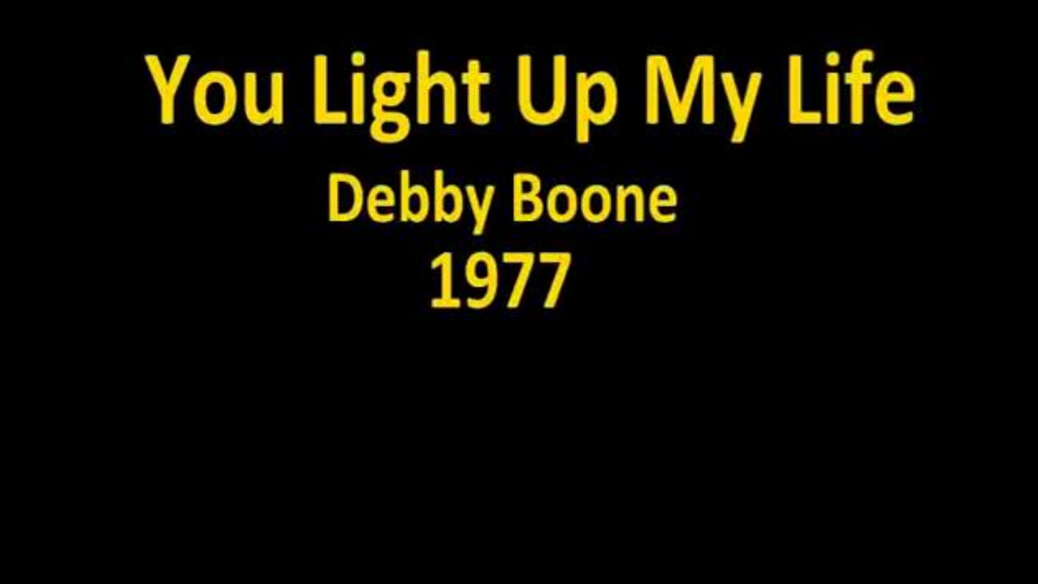# You Light Up My Life

## Debby Boone

## 1977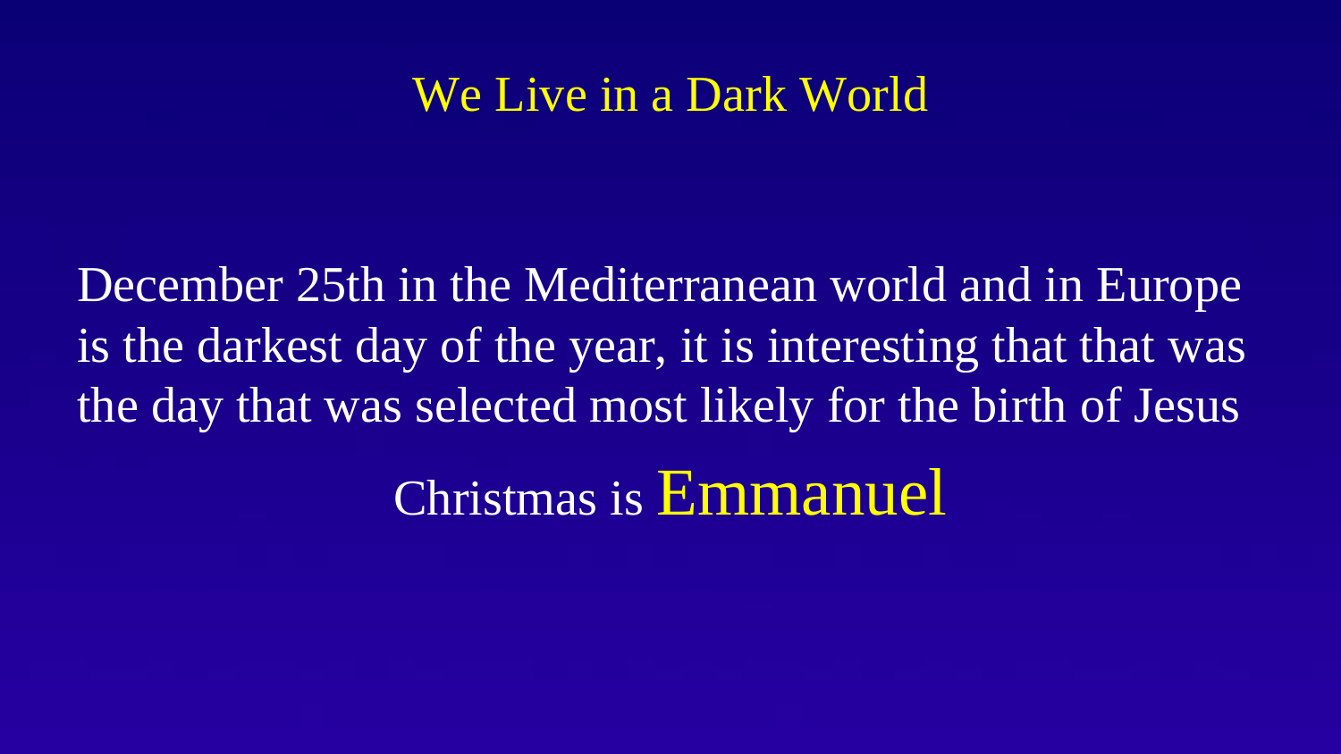# We Live in a Dark World

December 25th in the Mediterranean world and in Europe is the darkest day of the year, it is interesting that that was the day that was selected most likely for the birth of Jesus

Christmas is **Emmanuel**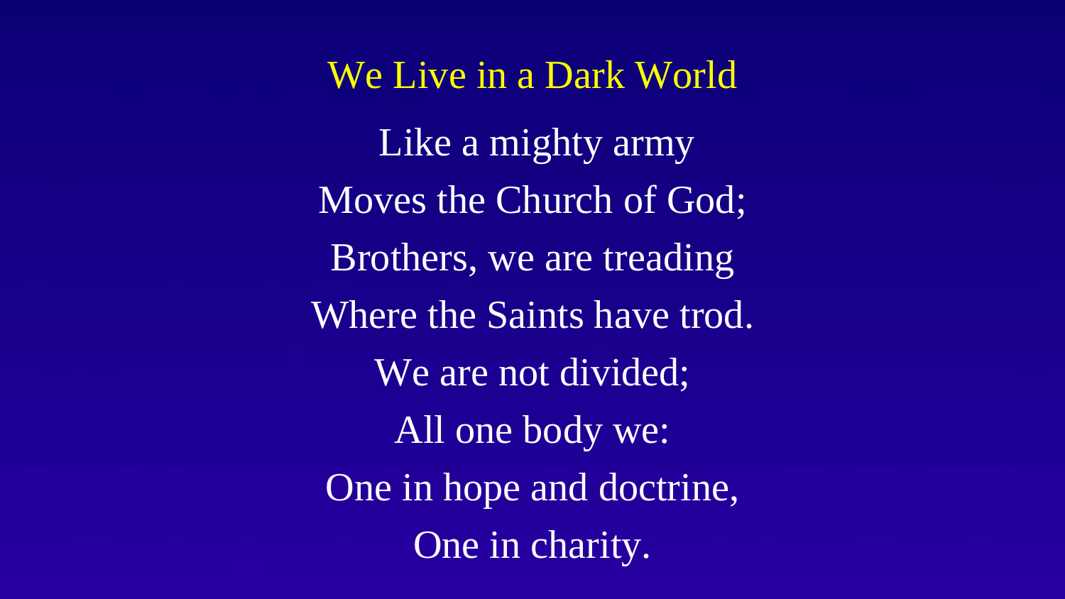# We Live in a Dark World

Like a mighty army
Moves the Church of God;
Brothers, we are treading
Where the Saints have trod.
We are not divided;
All one body we:
One in hope and doctrine,
One in charity.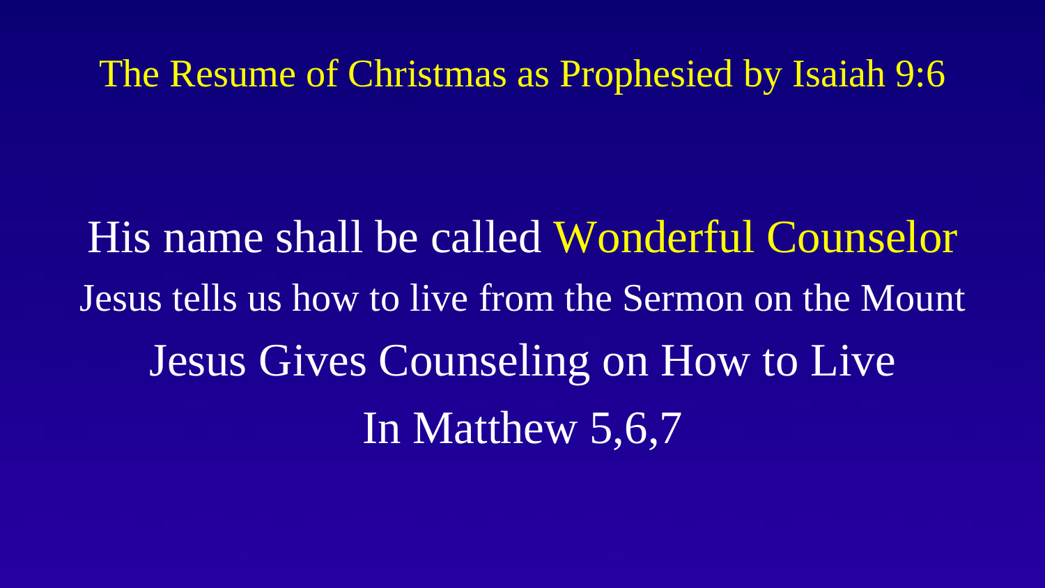# The Resume of Christmas as Prophesied by Isaiah 9:6

His name shall be called Wonderful Counselor

Jesus tells us how to live from the Sermon on the Mount

Jesus Gives Counseling on How to Live

In Matthew 5,6,7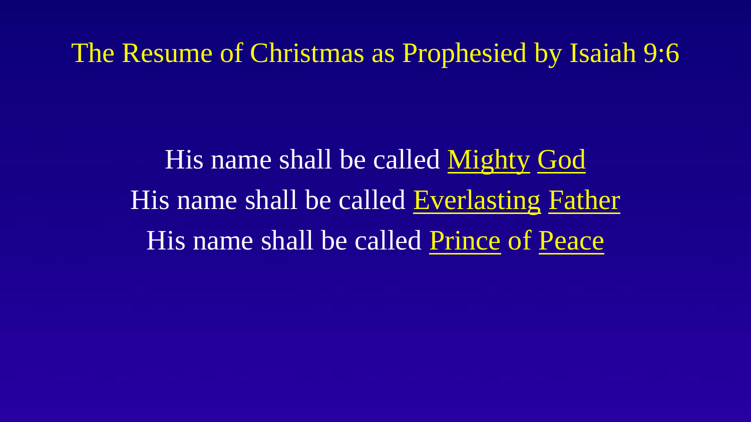# The Resume of Christmas as Prophesied by Isaiah 9:6

His name shall be called Mighty God

His name shall be called Everlasting Father

His name shall be called Prince of Peace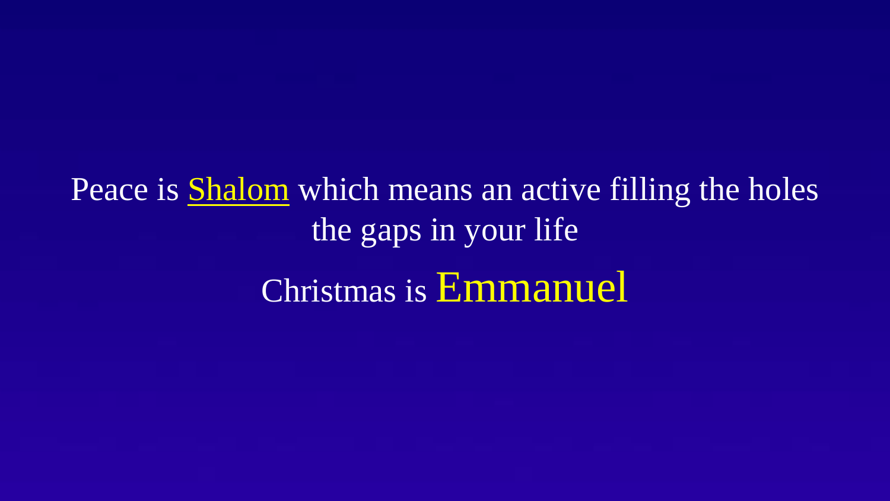Peace is Shalom which means an active filling the holes the gaps in your life

Christmas is Emmanuel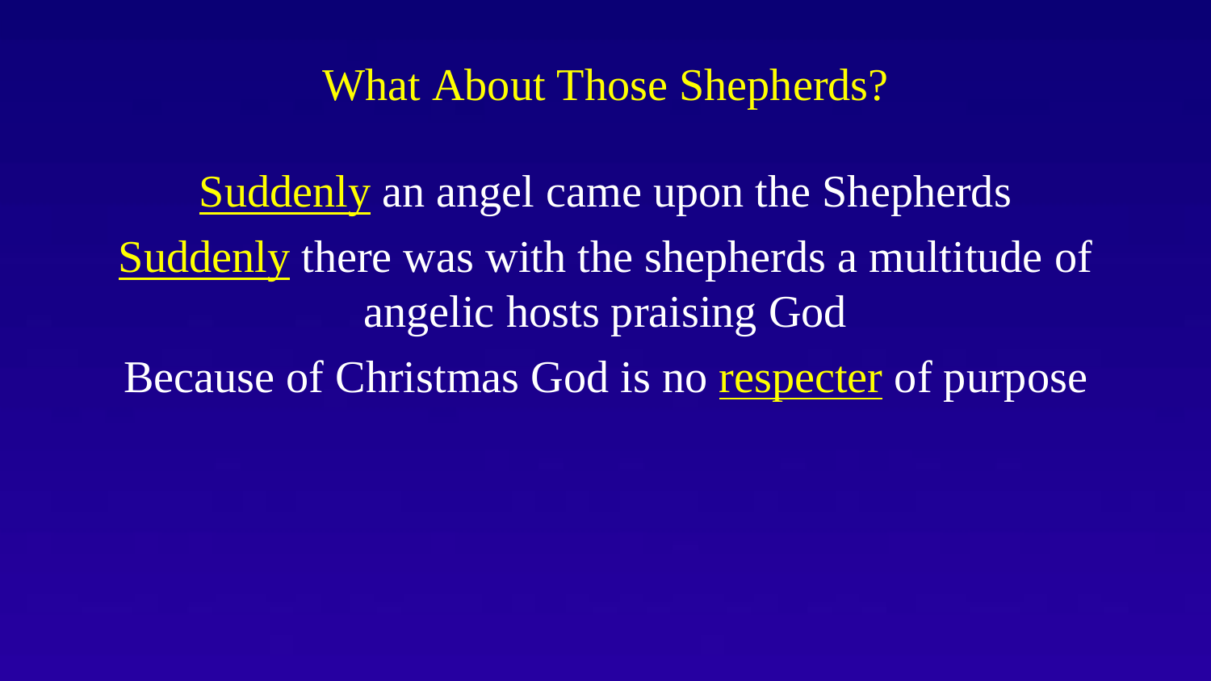# What About Those Shepherds?

Suddenly an angel came upon the Shepherds

Suddenly there was with the shepherds a multitude of angelic hosts praising God

Because of Christmas God is no respecter of purpose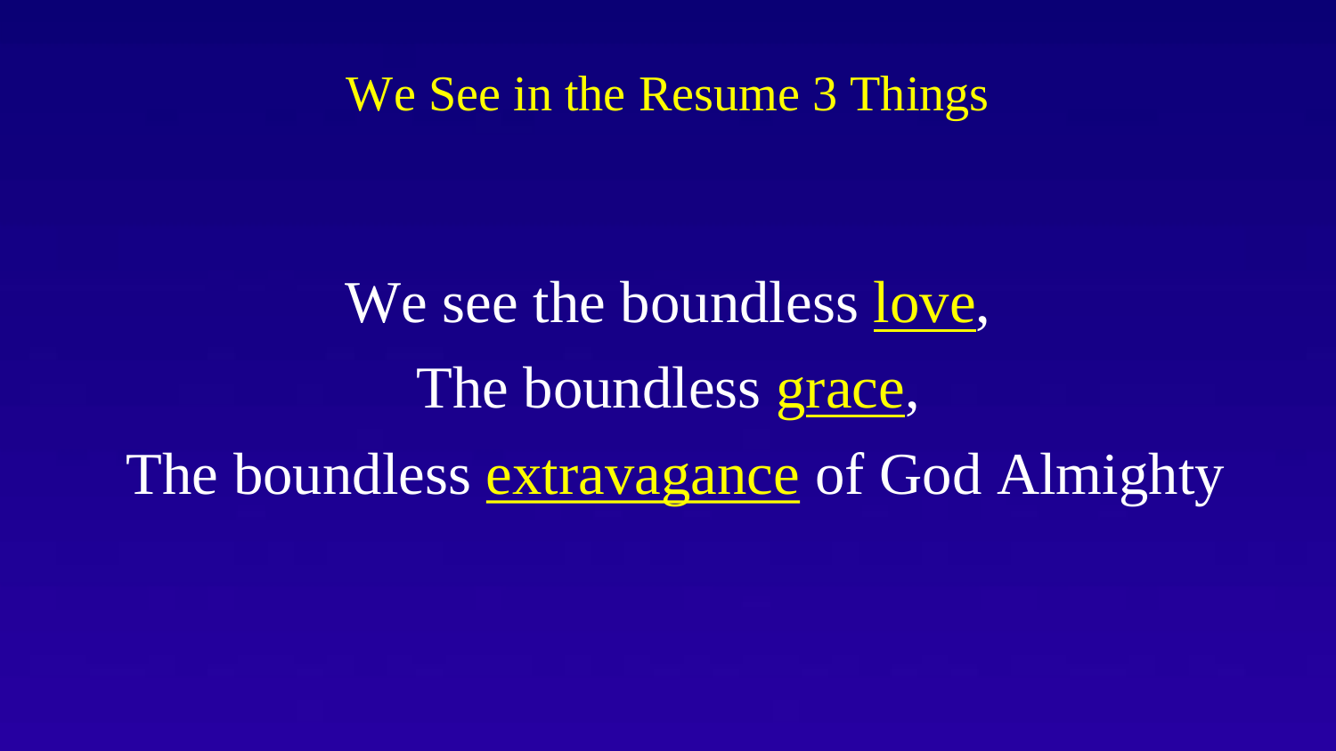# We See in the Resume 3 Things

We see the boundless love,

The boundless grace,

The boundless extravagance of God Almighty